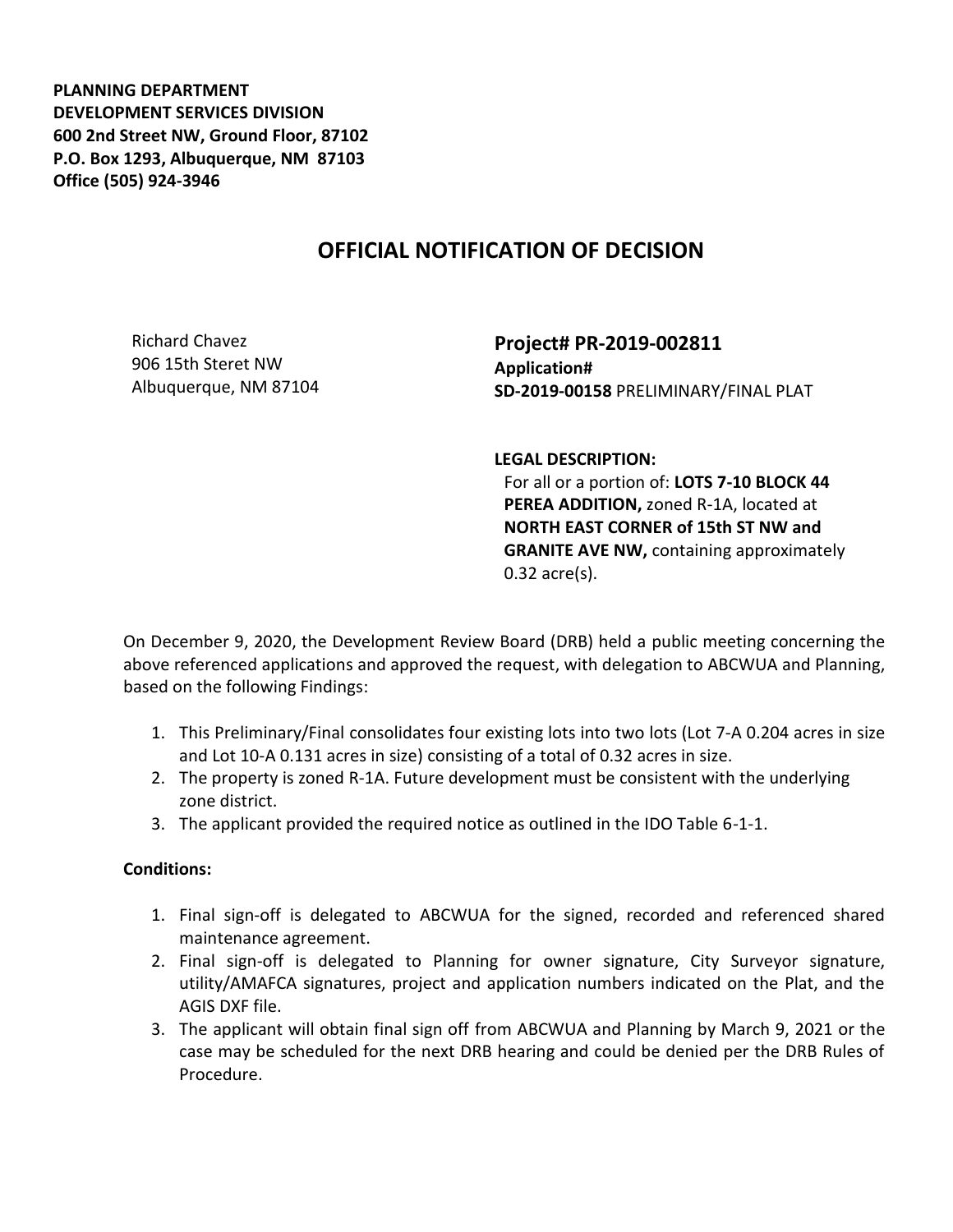**PLANNING DEPARTMENT**
**DEVELOPMENT SERVICES DIVISION**
**600 2nd Street NW, Ground Floor, 87102**
**P.O. Box 1293, Albuquerque, NM 87103**
**Office (505) 924-3946**

# OFFICIAL NOTIFICATION OF DECISION

Richard Chavez
906 15th Steret NW
Albuquerque, NM 87104

**Project# PR-2019-002811**
**Application#**
**SD-2019-00158** PRELIMINARY/FINAL PLAT

**LEGAL DESCRIPTION:**
For all or a portion of: **LOTS 7-10 BLOCK 44 PEREA ADDITION,** zoned R-1A, located at **NORTH EAST CORNER of 15th ST NW and GRANITE AVE NW,** containing approximately 0.32 acre(s).

On December 9, 2020, the Development Review Board (DRB) held a public meeting concerning the above referenced applications and approved the request, with delegation to ABCWUA and Planning, based on the following Findings:

1. This Preliminary/Final consolidates four existing lots into two lots (Lot 7-A 0.204 acres in size and Lot 10-A 0.131 acres in size) consisting of a total of 0.32 acres in size.
2. The property is zoned R-1A. Future development must be consistent with the underlying zone district.
3. The applicant provided the required notice as outlined in the IDO Table 6-1-1.

**Conditions:**

1. Final sign-off is delegated to ABCWUA for the signed, recorded and referenced shared maintenance agreement.
2. Final sign-off is delegated to Planning for owner signature, City Surveyor signature, utility/AMAFCA signatures, project and application numbers indicated on the Plat, and the AGIS DXF file.
3. The applicant will obtain final sign off from ABCWUA and Planning by March 9, 2021 or the case may be scheduled for the next DRB hearing and could be denied per the DRB Rules of Procedure.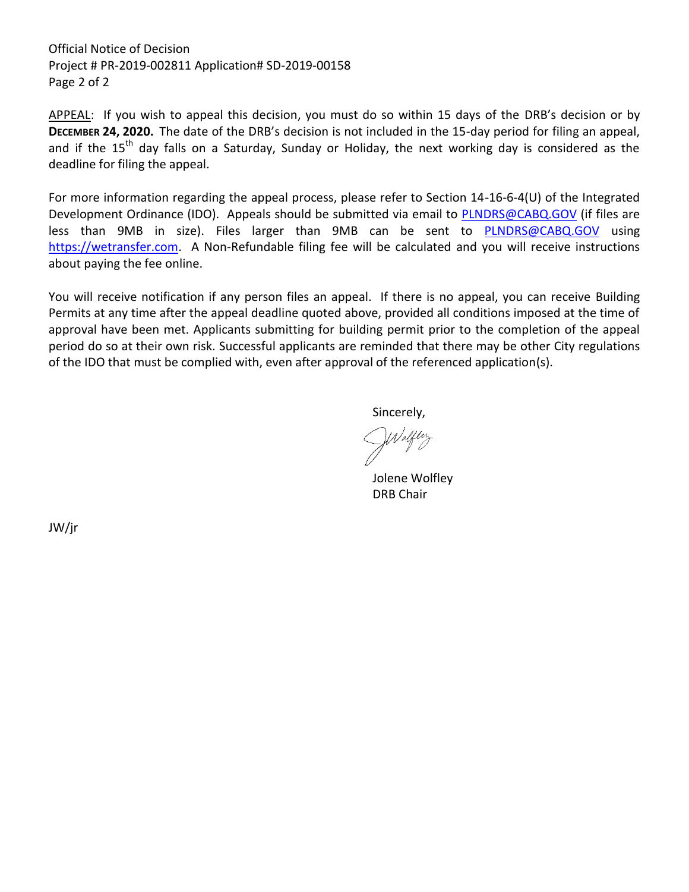APPEAL: If you wish to appeal this decision, you must do so within 15 days of the DRB's decision or by **DECEMBER 24, 2020.** The date of the DRB's decision is not included in the 15-day period for filing an appeal, and if the 15th day falls on a Saturday, Sunday or Holiday, the next working day is considered as the deadline for filing the appeal.

For more information regarding the appeal process, please refer to Section 14-16-6-4(U) of the Integrated Development Ordinance (IDO). Appeals should be submitted via email to PLNDRS@CABQ.GOV (if files are less than 9MB in size). Files larger than 9MB can be sent to PLNDRS@CABQ.GOV using https://wetransfer.com. A Non-Refundable filing fee will be calculated and you will receive instructions about paying the fee online.

You will receive notification if any person files an appeal. If there is no appeal, you can receive Building Permits at any time after the appeal deadline quoted above, provided all conditions imposed at the time of approval have been met. Applicants submitting for building permit prior to the completion of the appeal period do so at their own risk. Successful applicants are reminded that there may be other City regulations of the IDO that must be complied with, even after approval of the referenced application(s).

Sincerely,

Jolene Wolfley
DRB Chair

JW/jr